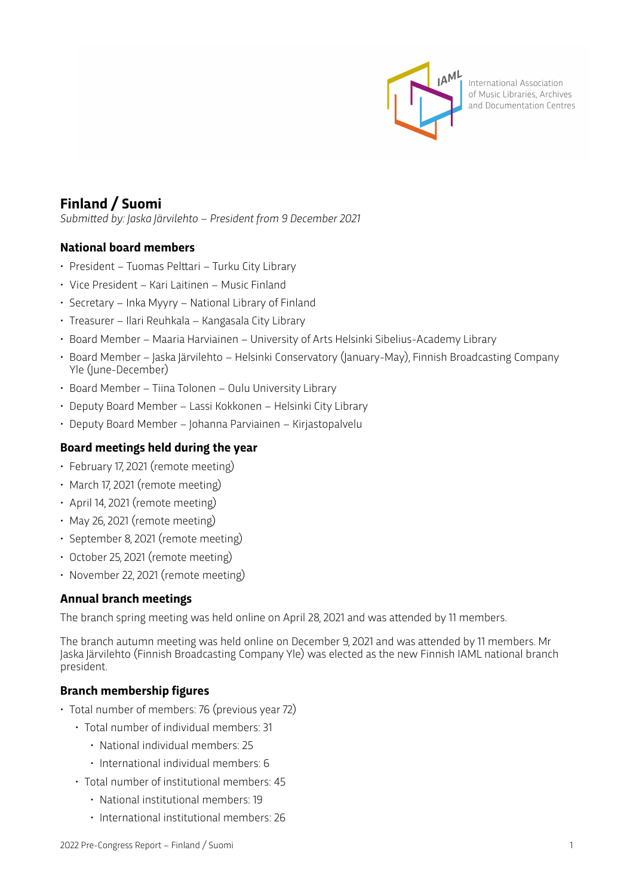# Finland / Suomi

*Submitted by: Jaska Järvilehto – President from 9 December 2021*

## National board members

- President – Tuomas Pelttari – Turku City Library
- Vice President – Kari Laitinen – Music Finland
- Secretary – Inka Myyry – National Library of Finland
- Treasurer – Ilari Reuhkala – Kangasala City Library
- Board Member – Maaria Harviainen – University of Arts Helsinki Sibelius-Academy Library
- Board Member – Jaska Järvilehto – Helsinki Conservatory (January-May), Finnish Broadcasting Company Yle (June-December)
- Board Member – Tiina Tolonen – Oulu University Library
- Deputy Board Member – Lassi Kokkonen – Helsinki City Library
- Deputy Board Member – Johanna Parviainen – Kirjastopalvelu

## Board meetings held during the year

- February 17, 2021 (remote meeting)
- March 17, 2021 (remote meeting)
- April 14, 2021 (remote meeting)
- May 26, 2021 (remote meeting)
- September 8, 2021 (remote meeting)
- October 25, 2021 (remote meeting)
- November 22, 2021 (remote meeting)

## Annual branch meetings

The branch spring meeting was held online on April 28, 2021 and was attended by 11 members.

The branch autumn meeting was held online on December 9, 2021 and was attended by 11 members. Mr Jaska Järvilehto (Finnish Broadcasting Company Yle) was elected as the new Finnish IAML national branch president.

## Branch membership figures

- Total number of members: 76 (previous year 72)
  - Total number of individual members: 31
    - National individual members: 25
    - International individual members: 6
  - Total number of institutional members: 45
    - National institutional members: 19
    - International institutional members: 26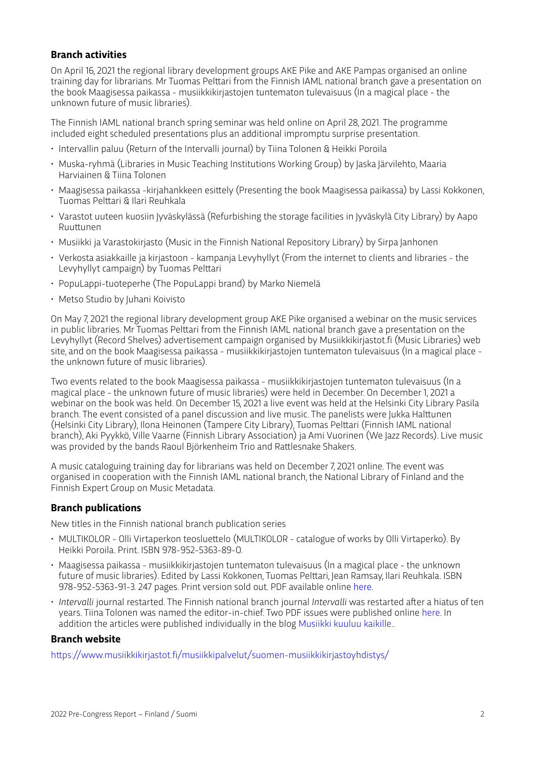## Branch activities

On April 16, 2021 the regional library development groups AKE Pike and AKE Pampas organised an online training day for librarians. Mr Tuomas Pelttari from the Finnish IAML national branch gave a presentation on the book Maagisessa paikassa - musiikkikirjastojen tuntematon tulevaisuus (In a magical place - the unknown future of music libraries).

The Finnish IAML national branch spring seminar was held online on April 28, 2021. The programme included eight scheduled presentations plus an additional impromptu surprise presentation.

- Intervallin paluu (Return of the Intervalli journal) by Tiina Tolonen & Heikki Poroila
- Muska-ryhmä (Libraries in Music Teaching Institutions Working Group) by Jaska Järvilehto, Maaria Harviainen & Tiina Tolonen
- Maagisessa paikassa -kirjahankkeen esittely (Presenting the book Maagisessa paikassa) by Lassi Kokkonen, Tuomas Pelttari & Ilari Reuhkala
- Varastot uuteen kuosiin Jyväskylässä (Refurbishing the storage facilities in Jyväskylä City Library) by Aapo Ruuttunen
- Musiikki ja Varastokirjasto (Music in the Finnish National Repository Library) by Sirpa Janhonen
- Verkosta asiakkaille ja kirjastoon - kampanja Levyhyllyt (From the internet to clients and libraries - the Levyhyllyt campaign) by Tuomas Pelttari
- PopuLappi-tuoteperhe (The PopuLappi brand) by Marko Niemelä
- Metso Studio by Juhani Koivisto

On May 7, 2021 the regional library development group AKE Pike organised a webinar on the music services in public libraries. Mr Tuomas Pelttari from the Finnish IAML national branch gave a presentation on the Levyhyllyt (Record Shelves) advertisement campaign organised by Musiikkikirjastot.fi (Music Libraries) web site, and on the book Maagisessa paikassa - musiikkikirjastojen tuntematon tulevaisuus (In a magical place - the unknown future of music libraries).

Two events related to the book Maagisessa paikassa - musiikkikirjastojen tuntematon tulevaisuus (In a magical place - the unknown future of music libraries) were held in December. On December 1, 2021 a webinar on the book was held. On December 15, 2021 a live event was held at the Helsinki City Library Pasila branch. The event consisted of a panel discussion and live music. The panelists were Jukka Halttunen (Helsinki City Library), Ilona Heinonen (Tampere City Library), Tuomas Pelttari (Finnish IAML national branch), Aki Pyykkö, Ville Vaarne (Finnish Library Association) ja Ami Vuorinen (We Jazz Records). Live music was provided by the bands Raoul Björkenheim Trio and Rattlesnake Shakers.

A music cataloguing training day for librarians was held on December 7, 2021 online. The event was organised in cooperation with the Finnish IAML national branch, the National Library of Finland and the Finnish Expert Group on Music Metadata.

## Branch publications

New titles in the Finnish national branch publication series

- MULTIKOLOR - Olli Virtaperkon teosluettelo (MULTIKOLOR - catalogue of works by Olli Virtaperko). By Heikki Poroila. Print. ISBN 978-952-5363-89-0.
- Maagisessa paikassa - musiikkikirjastojen tuntematon tulevaisuus (In a magical place - the unknown future of music libraries). Edited by Lassi Kokkonen, Tuomas Pelttari, Jean Ramsay, Ilari Reuhkala. ISBN 978-952-5363-91-3. 247 pages. Print version sold out. PDF available online here.
- *Intervalli* journal restarted. The Finnish national branch journal *Intervalli* was restarted after a hiatus of ten years. Tiina Tolonen was named the editor-in-chief. Two PDF issues were published online here. In addition the articles were published individually in the blog Musiikki kuuluu kaikille..

## Branch website

https://www.musiikkikirjastot.fi/musiikkipalvelut/suomen-musiikkikirjastoyhdistys/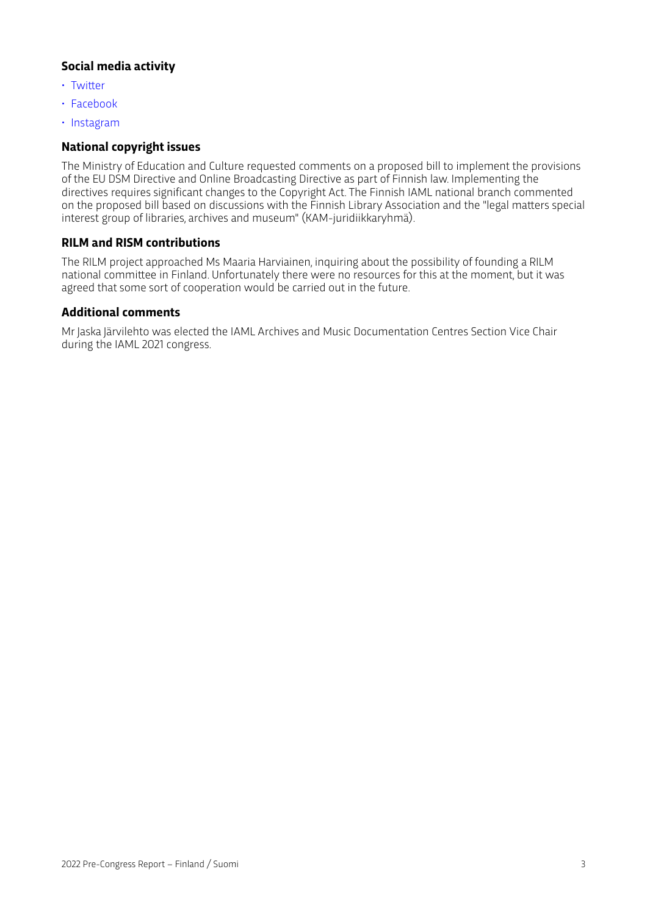### Social media activity

- Twitter
- Facebook
- Instagram

### National copyright issues

The Ministry of Education and Culture requested comments on a proposed bill to implement the provisions of the EU DSM Directive and Online Broadcasting Directive as part of Finnish law. Implementing the directives requires significant changes to the Copyright Act. The Finnish IAML national branch commented on the proposed bill based on discussions with the Finnish Library Association and the "legal matters special interest group of libraries, archives and museum" (KAM-juridiikkaryhmä).

### RILM and RISM contributions

The RILM project approached Ms Maaria Harviainen, inquiring about the possibility of founding a RILM national committee in Finland. Unfortunately there were no resources for this at the moment, but it was agreed that some sort of cooperation would be carried out in the future.

### Additional comments

Mr Jaska Järvilehto was elected the IAML Archives and Music Documentation Centres Section Vice Chair during the IAML 2021 congress.